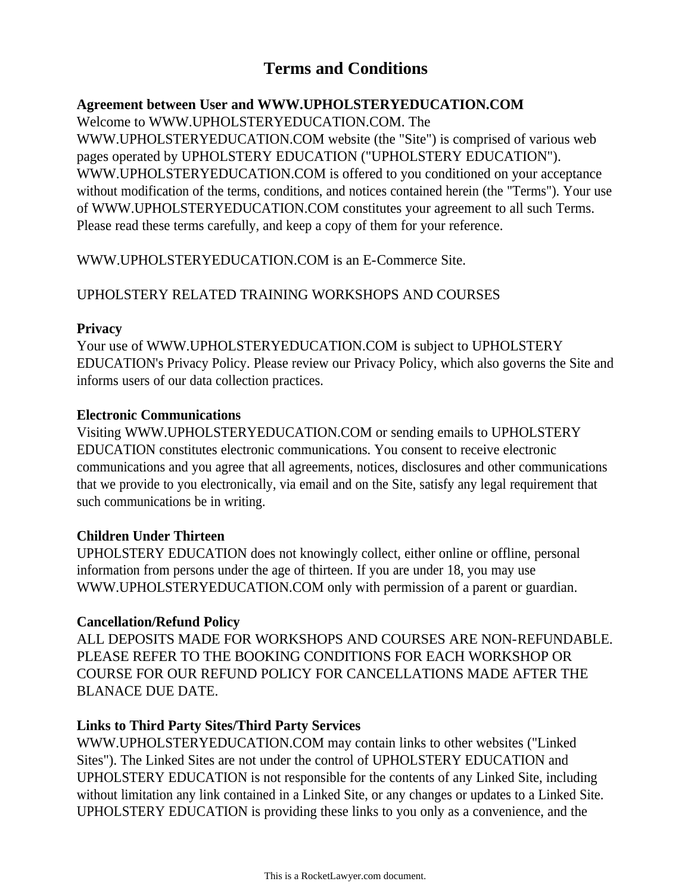# Terms and Conditions

**Agreement between User and WWW.UPHOLSTERYEDUCATION.COM**

Welcome to WWW.UPHOLSTERYEDUCATION.COM. The WWW.UPHOLSTERYEDUCATION.COM website (the "Site") is comprised of various web pages operated by UPHOLSTERY EDUCATION ("UPHOLSTERY EDUCATION"). WWW.UPHOLSTERYEDUCATION.COM is offered to you conditioned on your acceptance without modification of the terms, conditions, and notices contained herein (the "Terms"). Your use of WWW.UPHOLSTERYEDUCATION.COM constitutes your agreement to all such Terms. Please read these terms carefully, and keep a copy of them for your reference.

WWW.UPHOLSTERYEDUCATION.COM is an E-Commerce Site.

UPHOLSTERY RELATED TRAINING WORKSHOPS AND COURSES

**Privacy**

Your use of WWW.UPHOLSTERYEDUCATION.COM is subject to UPHOLSTERY EDUCATION's Privacy Policy. Please review our Privacy Policy, which also governs the Site and informs users of our data collection practices.

**Electronic Communications**

Visiting WWW.UPHOLSTERYEDUCATION.COM or sending emails to UPHOLSTERY EDUCATION constitutes electronic communications. You consent to receive electronic communications and you agree that all agreements, notices, disclosures and other communications that we provide to you electronically, via email and on the Site, satisfy any legal requirement that such communications be in writing.

**Children Under Thirteen**

UPHOLSTERY EDUCATION does not knowingly collect, either online or offline, personal information from persons under the age of thirteen. If you are under 18, you may use WWW.UPHOLSTERYEDUCATION.COM only with permission of a parent or guardian.

**Cancellation/Refund Policy**

ALL DEPOSITS MADE FOR WORKSHOPS AND COURSES ARE NON-REFUNDABLE. PLEASE REFER TO THE BOOKING CONDITIONS FOR EACH WORKSHOP OR COURSE FOR OUR REFUND POLICY FOR CANCELLATIONS MADE AFTER THE BLANACE DUE DATE.

**Links to Third Party Sites/Third Party Services**

WWW.UPHOLSTERYEDUCATION.COM may contain links to other websites ("Linked Sites"). The Linked Sites are not under the control of UPHOLSTERY EDUCATION and UPHOLSTERY EDUCATION is not responsible for the contents of any Linked Site, including without limitation any link contained in a Linked Site, or any changes or updates to a Linked Site. UPHOLSTERY EDUCATION is providing these links to you only as a convenience, and the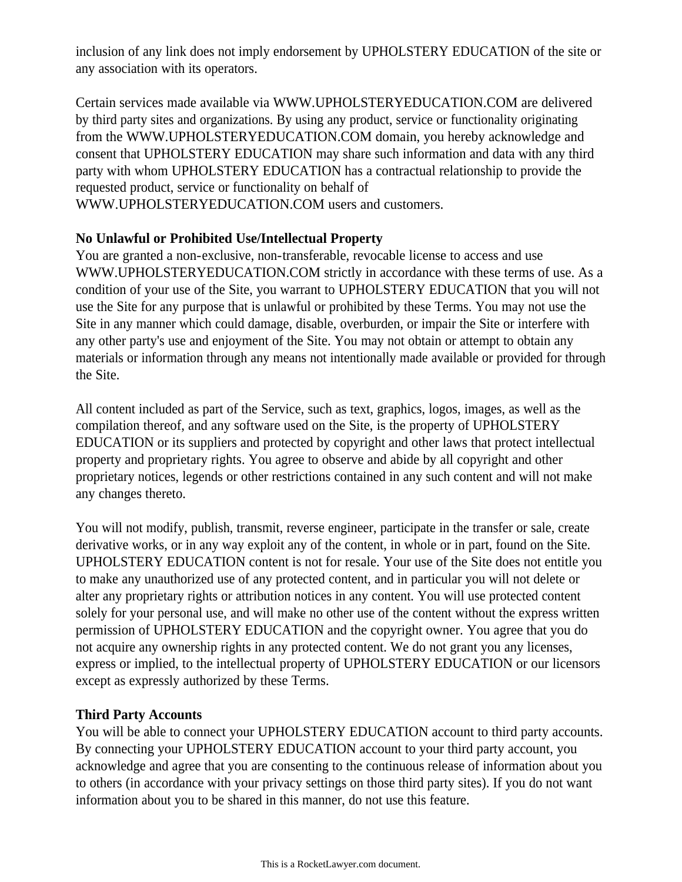inclusion of any link does not imply endorsement by UPHOLSTERY EDUCATION of the site or any association with its operators.

Certain services made available via WWW.UPHOLSTERYEDUCATION.COM are delivered by third party sites and organizations. By using any product, service or functionality originating from the WWW.UPHOLSTERYEDUCATION.COM domain, you hereby acknowledge and consent that UPHOLSTERY EDUCATION may share such information and data with any third party with whom UPHOLSTERY EDUCATION has a contractual relationship to provide the requested product, service or functionality on behalf of WWW.UPHOLSTERYEDUCATION.COM users and customers.

**No Unlawful or Prohibited Use/Intellectual Property**

You are granted a non-exclusive, non-transferable, revocable license to access and use WWW.UPHOLSTERYEDUCATION.COM strictly in accordance with these terms of use. As a condition of your use of the Site, you warrant to UPHOLSTERY EDUCATION that you will not use the Site for any purpose that is unlawful or prohibited by these Terms. You may not use the Site in any manner which could damage, disable, overburden, or impair the Site or interfere with any other party's use and enjoyment of the Site. You may not obtain or attempt to obtain any materials or information through any means not intentionally made available or provided for through the Site.

All content included as part of the Service, such as text, graphics, logos, images, as well as the compilation thereof, and any software used on the Site, is the property of UPHOLSTERY EDUCATION or its suppliers and protected by copyright and other laws that protect intellectual property and proprietary rights. You agree to observe and abide by all copyright and other proprietary notices, legends or other restrictions contained in any such content and will not make any changes thereto.

You will not modify, publish, transmit, reverse engineer, participate in the transfer or sale, create derivative works, or in any way exploit any of the content, in whole or in part, found on the Site. UPHOLSTERY EDUCATION content is not for resale. Your use of the Site does not entitle you to make any unauthorized use of any protected content, and in particular you will not delete or alter any proprietary rights or attribution notices in any content. You will use protected content solely for your personal use, and will make no other use of the content without the express written permission of UPHOLSTERY EDUCATION and the copyright owner. You agree that you do not acquire any ownership rights in any protected content. We do not grant you any licenses, express or implied, to the intellectual property of UPHOLSTERY EDUCATION or our licensors except as expressly authorized by these Terms.

**Third Party Accounts**

You will be able to connect your UPHOLSTERY EDUCATION account to third party accounts. By connecting your UPHOLSTERY EDUCATION account to your third party account, you acknowledge and agree that you are consenting to the continuous release of information about you to others (in accordance with your privacy settings on those third party sites). If you do not want information about you to be shared in this manner, do not use this feature.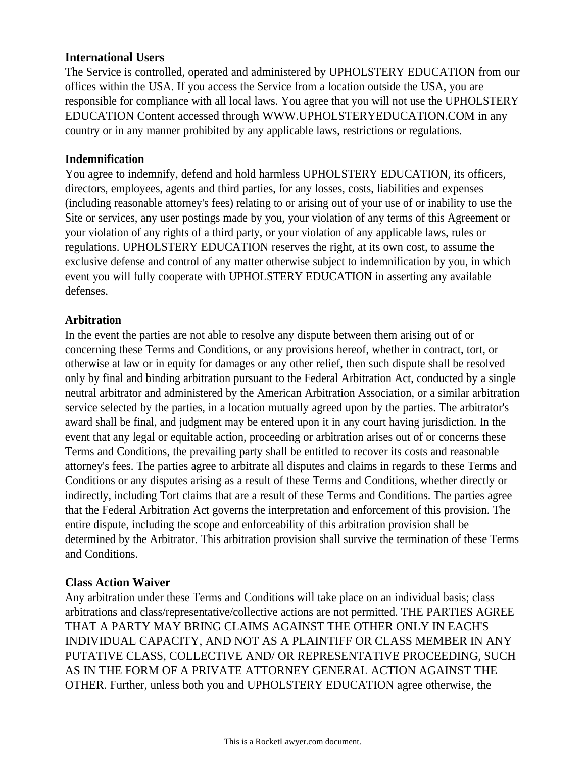**International Users**
The Service is controlled, operated and administered by UPHOLSTERY EDUCATION from our offices within the USA. If you access the Service from a location outside the USA, you are responsible for compliance with all local laws. You agree that you will not use the UPHOLSTERY EDUCATION Content accessed through WWW.UPHOLSTERYEDUCATION.COM in any country or in any manner prohibited by any applicable laws, restrictions or regulations.

**Indemnification**
You agree to indemnify, defend and hold harmless UPHOLSTERY EDUCATION, its officers, directors, employees, agents and third parties, for any losses, costs, liabilities and expenses (including reasonable attorney's fees) relating to or arising out of your use of or inability to use the Site or services, any user postings made by you, your violation of any terms of this Agreement or your violation of any rights of a third party, or your violation of any applicable laws, rules or regulations. UPHOLSTERY EDUCATION reserves the right, at its own cost, to assume the exclusive defense and control of any matter otherwise subject to indemnification by you, in which event you will fully cooperate with UPHOLSTERY EDUCATION in asserting any available defenses.

**Arbitration**
In the event the parties are not able to resolve any dispute between them arising out of or concerning these Terms and Conditions, or any provisions hereof, whether in contract, tort, or otherwise at law or in equity for damages or any other relief, then such dispute shall be resolved only by final and binding arbitration pursuant to the Federal Arbitration Act, conducted by a single neutral arbitrator and administered by the American Arbitration Association, or a similar arbitration service selected by the parties, in a location mutually agreed upon by the parties. The arbitrator's award shall be final, and judgment may be entered upon it in any court having jurisdiction. In the event that any legal or equitable action, proceeding or arbitration arises out of or concerns these Terms and Conditions, the prevailing party shall be entitled to recover its costs and reasonable attorney's fees. The parties agree to arbitrate all disputes and claims in regards to these Terms and Conditions or any disputes arising as a result of these Terms and Conditions, whether directly or indirectly, including Tort claims that are a result of these Terms and Conditions. The parties agree that the Federal Arbitration Act governs the interpretation and enforcement of this provision. The entire dispute, including the scope and enforceability of this arbitration provision shall be determined by the Arbitrator. This arbitration provision shall survive the termination of these Terms and Conditions.

**Class Action Waiver**
Any arbitration under these Terms and Conditions will take place on an individual basis; class arbitrations and class/representative/collective actions are not permitted. THE PARTIES AGREE THAT A PARTY MAY BRING CLAIMS AGAINST THE OTHER ONLY IN EACH'S INDIVIDUAL CAPACITY, AND NOT AS A PLAINTIFF OR CLASS MEMBER IN ANY PUTATIVE CLASS, COLLECTIVE AND/ OR REPRESENTATIVE PROCEEDING, SUCH AS IN THE FORM OF A PRIVATE ATTORNEY GENERAL ACTION AGAINST THE OTHER. Further, unless both you and UPHOLSTERY EDUCATION agree otherwise, the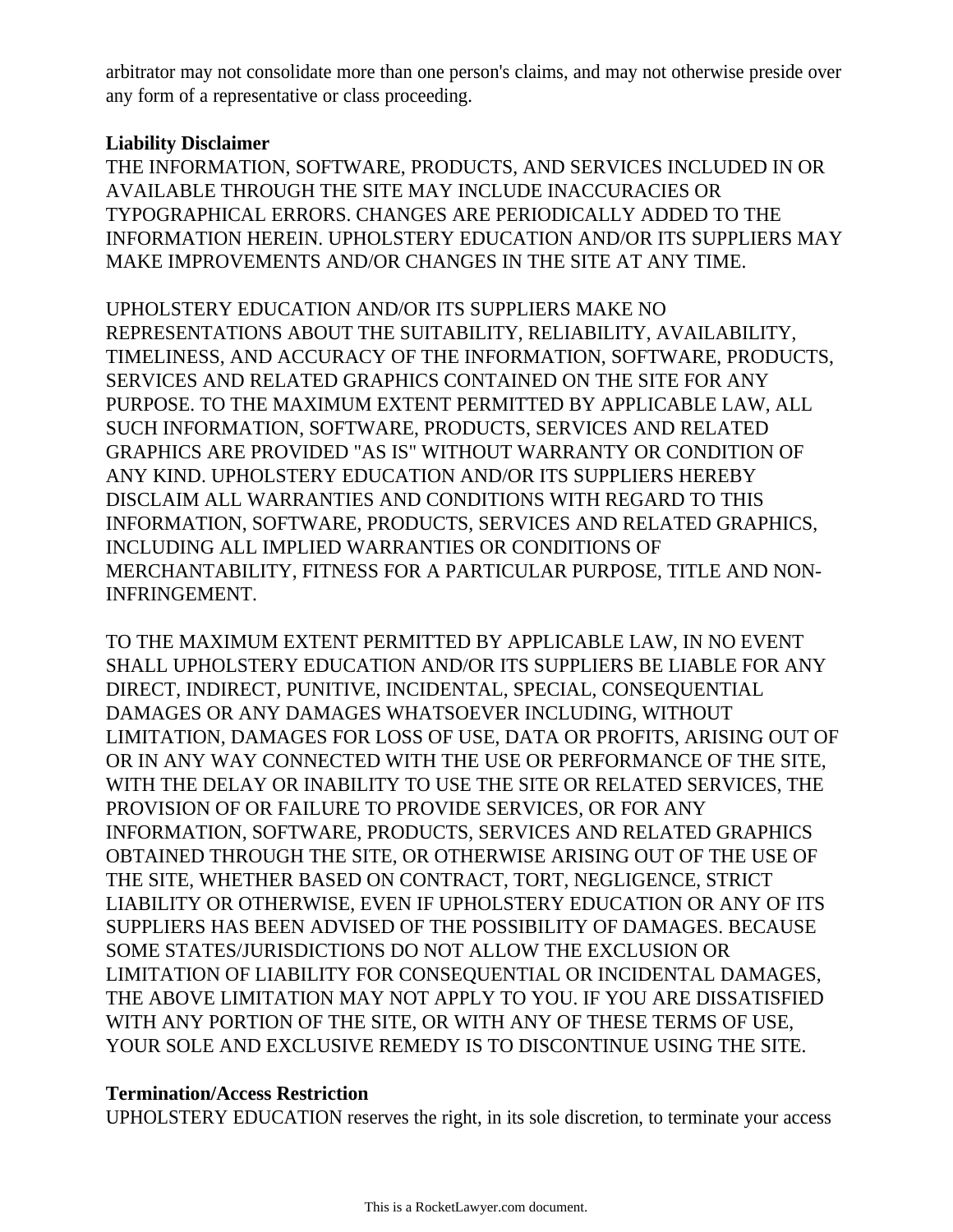arbitrator may not consolidate more than one person's claims, and may not otherwise preside over any form of a representative or class proceeding.

**Liability Disclaimer**
THE INFORMATION, SOFTWARE, PRODUCTS, AND SERVICES INCLUDED IN OR AVAILABLE THROUGH THE SITE MAY INCLUDE INACCURACIES OR TYPOGRAPHICAL ERRORS. CHANGES ARE PERIODICALLY ADDED TO THE INFORMATION HEREIN. UPHOLSTERY EDUCATION AND/OR ITS SUPPLIERS MAY MAKE IMPROVEMENTS AND/OR CHANGES IN THE SITE AT ANY TIME.

UPHOLSTERY EDUCATION AND/OR ITS SUPPLIERS MAKE NO REPRESENTATIONS ABOUT THE SUITABILITY, RELIABILITY, AVAILABILITY, TIMELINESS, AND ACCURACY OF THE INFORMATION, SOFTWARE, PRODUCTS, SERVICES AND RELATED GRAPHICS CONTAINED ON THE SITE FOR ANY PURPOSE. TO THE MAXIMUM EXTENT PERMITTED BY APPLICABLE LAW, ALL SUCH INFORMATION, SOFTWARE, PRODUCTS, SERVICES AND RELATED GRAPHICS ARE PROVIDED "AS IS" WITHOUT WARRANTY OR CONDITION OF ANY KIND. UPHOLSTERY EDUCATION AND/OR ITS SUPPLIERS HEREBY DISCLAIM ALL WARRANTIES AND CONDITIONS WITH REGARD TO THIS INFORMATION, SOFTWARE, PRODUCTS, SERVICES AND RELATED GRAPHICS, INCLUDING ALL IMPLIED WARRANTIES OR CONDITIONS OF MERCHANTABILITY, FITNESS FOR A PARTICULAR PURPOSE, TITLE AND NON-INFRINGEMENT.

TO THE MAXIMUM EXTENT PERMITTED BY APPLICABLE LAW, IN NO EVENT SHALL UPHOLSTERY EDUCATION AND/OR ITS SUPPLIERS BE LIABLE FOR ANY DIRECT, INDIRECT, PUNITIVE, INCIDENTAL, SPECIAL, CONSEQUENTIAL DAMAGES OR ANY DAMAGES WHATSOEVER INCLUDING, WITHOUT LIMITATION, DAMAGES FOR LOSS OF USE, DATA OR PROFITS, ARISING OUT OF OR IN ANY WAY CONNECTED WITH THE USE OR PERFORMANCE OF THE SITE, WITH THE DELAY OR INABILITY TO USE THE SITE OR RELATED SERVICES, THE PROVISION OF OR FAILURE TO PROVIDE SERVICES, OR FOR ANY INFORMATION, SOFTWARE, PRODUCTS, SERVICES AND RELATED GRAPHICS OBTAINED THROUGH THE SITE, OR OTHERWISE ARISING OUT OF THE USE OF THE SITE, WHETHER BASED ON CONTRACT, TORT, NEGLIGENCE, STRICT LIABILITY OR OTHERWISE, EVEN IF UPHOLSTERY EDUCATION OR ANY OF ITS SUPPLIERS HAS BEEN ADVISED OF THE POSSIBILITY OF DAMAGES. BECAUSE SOME STATES/JURISDICTIONS DO NOT ALLOW THE EXCLUSION OR LIMITATION OF LIABILITY FOR CONSEQUENTIAL OR INCIDENTAL DAMAGES, THE ABOVE LIMITATION MAY NOT APPLY TO YOU. IF YOU ARE DISSATISFIED WITH ANY PORTION OF THE SITE, OR WITH ANY OF THESE TERMS OF USE, YOUR SOLE AND EXCLUSIVE REMEDY IS TO DISCONTINUE USING THE SITE.

**Termination/Access Restriction**
UPHOLSTERY EDUCATION reserves the right, in its sole discretion, to terminate your access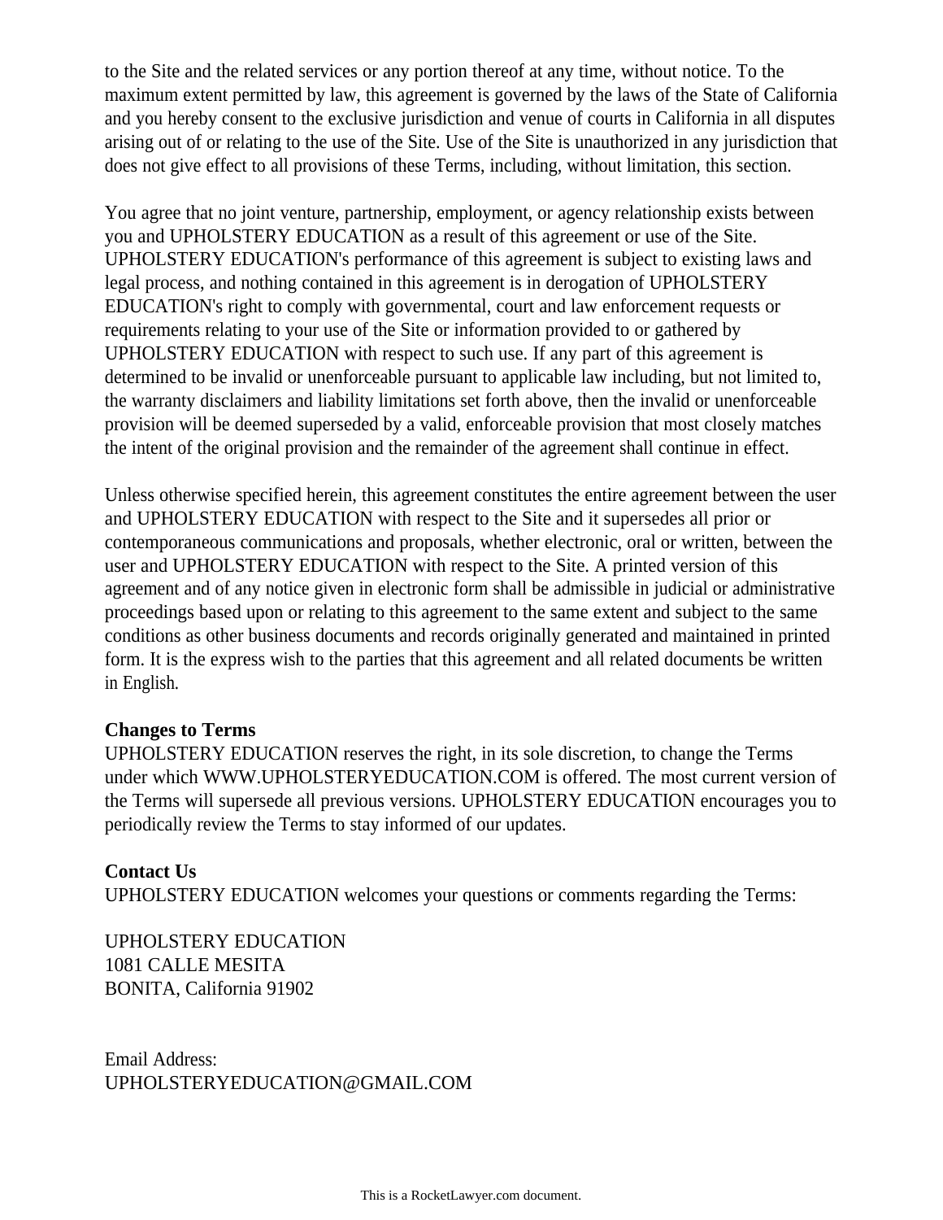to the Site and the related services or any portion thereof at any time, without notice. To the maximum extent permitted by law, this agreement is governed by the laws of the State of California and you hereby consent to the exclusive jurisdiction and venue of courts in California in all disputes arising out of or relating to the use of the Site. Use of the Site is unauthorized in any jurisdiction that does not give effect to all provisions of these Terms, including, without limitation, this section.

You agree that no joint venture, partnership, employment, or agency relationship exists between you and UPHOLSTERY EDUCATION as a result of this agreement or use of the Site. UPHOLSTERY EDUCATION's performance of this agreement is subject to existing laws and legal process, and nothing contained in this agreement is in derogation of UPHOLSTERY EDUCATION's right to comply with governmental, court and law enforcement requests or requirements relating to your use of the Site or information provided to or gathered by UPHOLSTERY EDUCATION with respect to such use. If any part of this agreement is determined to be invalid or unenforceable pursuant to applicable law including, but not limited to, the warranty disclaimers and liability limitations set forth above, then the invalid or unenforceable provision will be deemed superseded by a valid, enforceable provision that most closely matches the intent of the original provision and the remainder of the agreement shall continue in effect.

Unless otherwise specified herein, this agreement constitutes the entire agreement between the user and UPHOLSTERY EDUCATION with respect to the Site and it supersedes all prior or contemporaneous communications and proposals, whether electronic, oral or written, between the user and UPHOLSTERY EDUCATION with respect to the Site. A printed version of this agreement and of any notice given in electronic form shall be admissible in judicial or administrative proceedings based upon or relating to this agreement to the same extent and subject to the same conditions as other business documents and records originally generated and maintained in printed form. It is the express wish to the parties that this agreement and all related documents be written in English.

**Changes to Terms**
UPHOLSTERY EDUCATION reserves the right, in its sole discretion, to change the Terms under which WWW.UPHOLSTERYEDUCATION.COM is offered. The most current version of the Terms will supersede all previous versions. UPHOLSTERY EDUCATION encourages you to periodically review the Terms to stay informed of our updates.

**Contact Us**
UPHOLSTERY EDUCATION welcomes your questions or comments regarding the Terms:

UPHOLSTERY EDUCATION
1081 CALLE MESITA
BONITA, California 91902

Email Address:
UPHOLSTERYEDUCATION@GMAIL.COM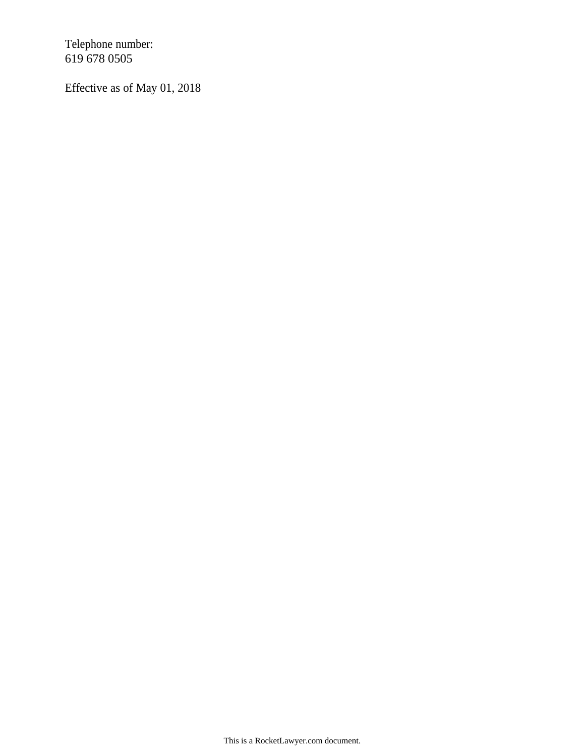Telephone number:
619 678 0505

Effective as of May 01, 2018